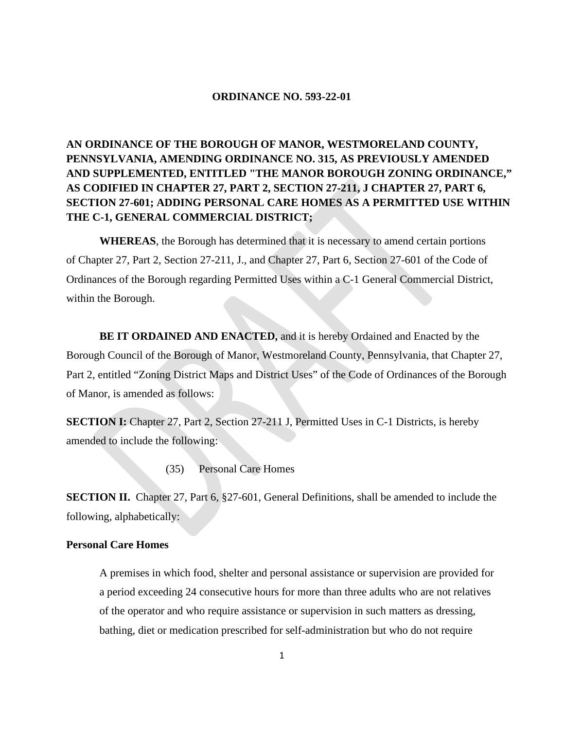**ORDINANCE NO. 593-22-01**

**AN ORDINANCE OF THE BOROUGH OF MANOR, WESTMORELAND COUNTY, PENNSYLVANIA, AMENDING ORDINANCE NO. 315, AS PREVIOUSLY AMENDED AND SUPPLEMENTED, ENTITLED "THE MANOR BOROUGH ZONING ORDINANCE," AS CODIFIED IN CHAPTER 27, PART 2, SECTION 27-211, J CHAPTER 27, PART 6, SECTION 27-601; ADDING PERSONAL CARE HOMES AS A PERMITTED USE WITHIN THE C-1, GENERAL COMMERCIAL DISTRICT;**

**WHEREAS**, the Borough has determined that it is necessary to amend certain portions of Chapter 27, Part 2, Section 27-211, J., and Chapter 27, Part 6, Section 27-601 of the Code of Ordinances of the Borough regarding Permitted Uses within a C-1 General Commercial District, within the Borough.

**BE IT ORDAINED AND ENACTED,** and it is hereby Ordained and Enacted by the Borough Council of the Borough of Manor, Westmoreland County, Pennsylvania, that Chapter 27, Part 2, entitled "Zoning District Maps and District Uses" of the Code of Ordinances of the Borough of Manor, is amended as follows:

**SECTION I:** Chapter 27, Part 2, Section 27-211 J, Permitted Uses in C-1 Districts, is hereby amended to include the following:

(35) Personal Care Homes

**SECTION II.** Chapter 27, Part 6, §27-601, General Definitions, shall be amended to include the following, alphabetically:

**Personal Care Homes**

A premises in which food, shelter and personal assistance or supervision are provided for a period exceeding 24 consecutive hours for more than three adults who are not relatives of the operator and who require assistance or supervision in such matters as dressing, bathing, diet or medication prescribed for self-administration but who do not require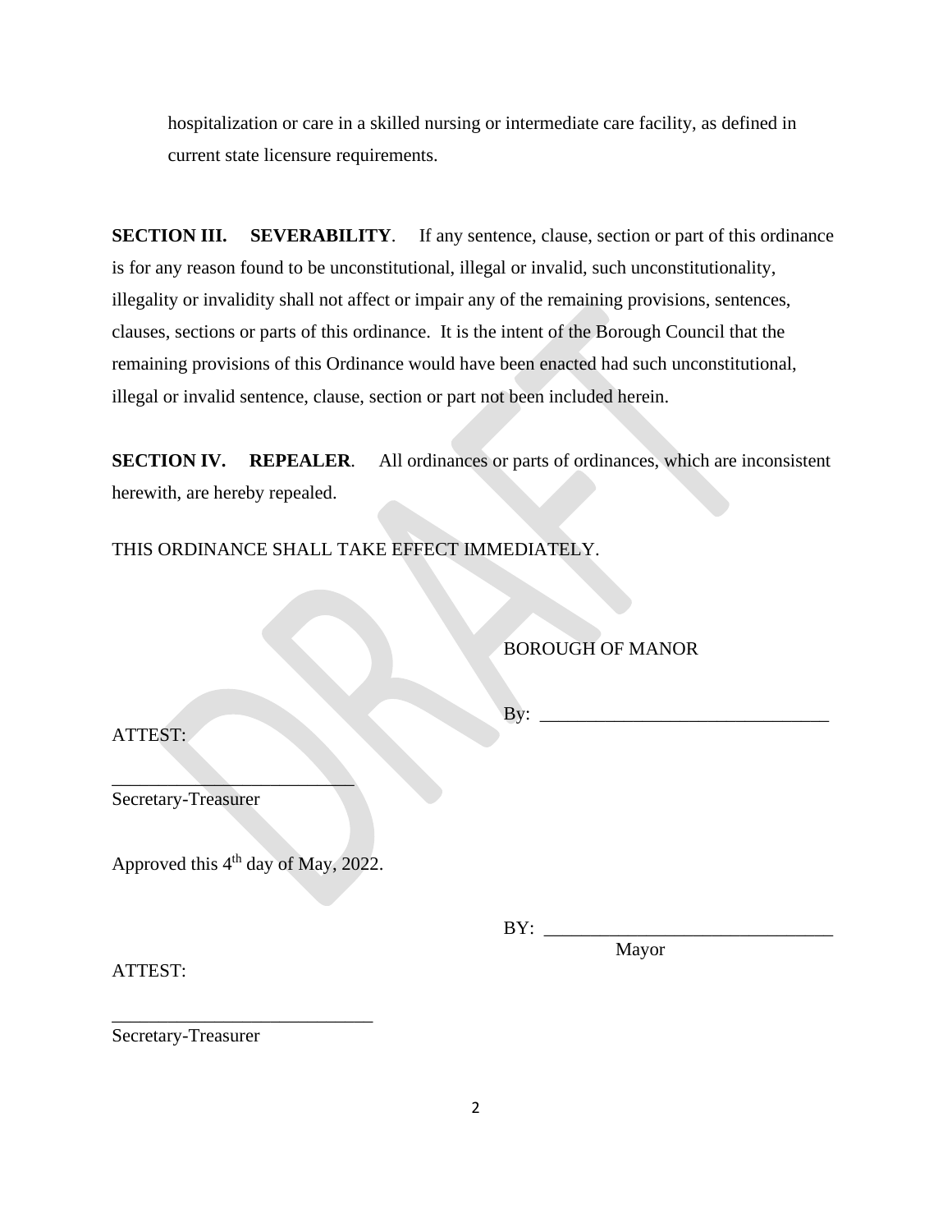hospitalization or care in a skilled nursing or intermediate care facility, as defined in current state licensure requirements.

**SECTION III. SEVERABILITY**. If any sentence, clause, section or part of this ordinance is for any reason found to be unconstitutional, illegal or invalid, such unconstitutionality, illegality or invalidity shall not affect or impair any of the remaining provisions, sentences, clauses, sections or parts of this ordinance. It is the intent of the Borough Council that the remaining provisions of this Ordinance would have been enacted had such unconstitutional, illegal or invalid sentence, clause, section or part not been included herein.

**SECTION IV. REPEALER**. All ordinances or parts of ordinances, which are inconsistent herewith, are hereby repealed.

THIS ORDINANCE SHALL TAKE EFFECT IMMEDIATELY.

BOROUGH OF MANOR

By: _______________________________

ATTEST:

__________________________
Secretary-Treasurer

Approved this 4th day of May, 2022.

BY: _______________________________
Mayor

ATTEST:

____________________________
Secretary-Treasurer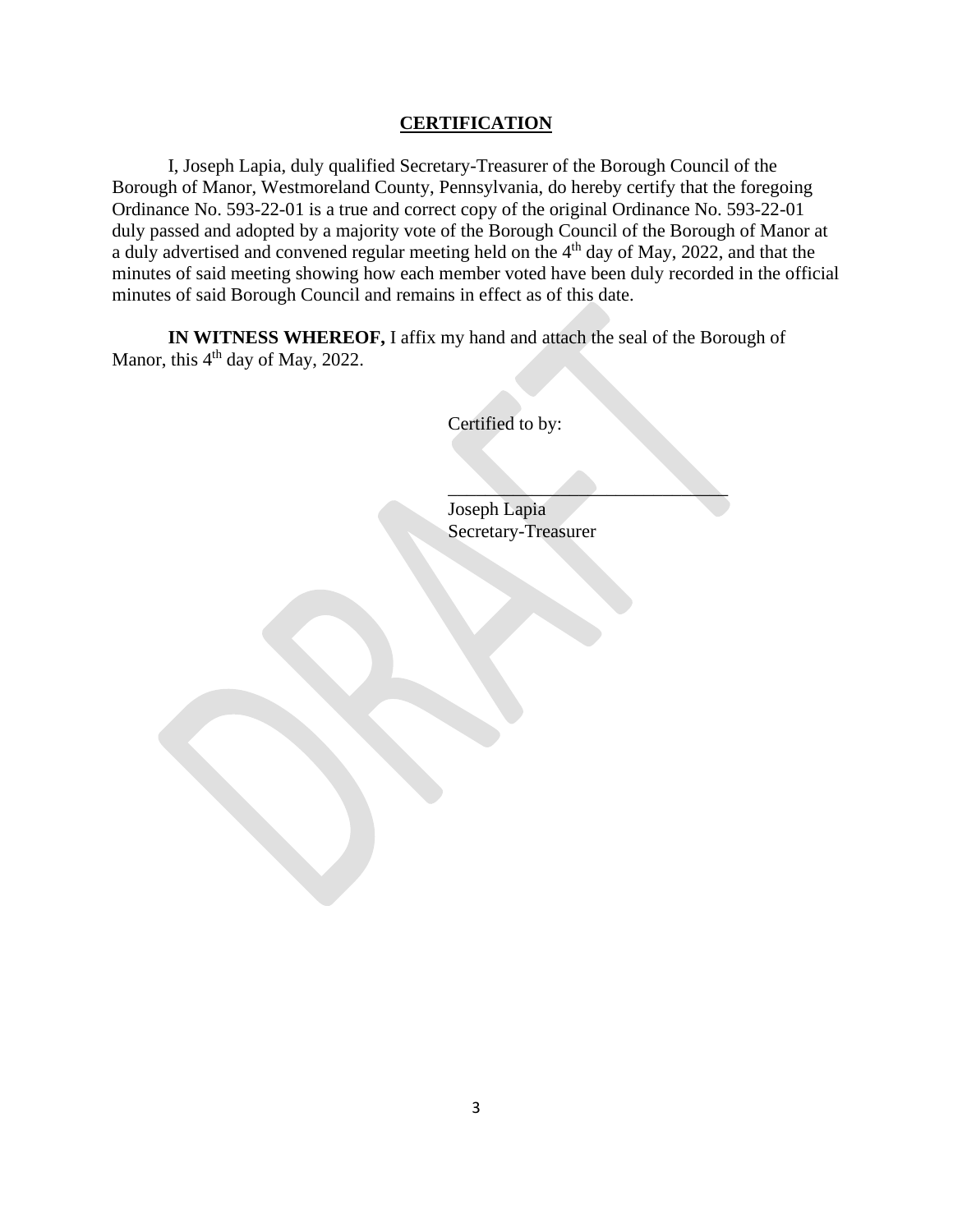## CERTIFICATION

I, Joseph Lapia, duly qualified Secretary-Treasurer of the Borough Council of the Borough of Manor, Westmoreland County, Pennsylvania, do hereby certify that the foregoing Ordinance No. 593-22-01 is a true and correct copy of the original Ordinance No. 593-22-01 duly passed and adopted by a majority vote of the Borough Council of the Borough of Manor at a duly advertised and convened regular meeting held on the 4th day of May, 2022, and that the minutes of said meeting showing how each member voted have been duly recorded in the official minutes of said Borough Council and remains in effect as of this date.

**IN WITNESS WHEREOF,** I affix my hand and attach the seal of the Borough of Manor, this 4th day of May, 2022.

Certified to by:

_______________________________
Joseph Lapia
Secretary-Treasurer

DRAFT